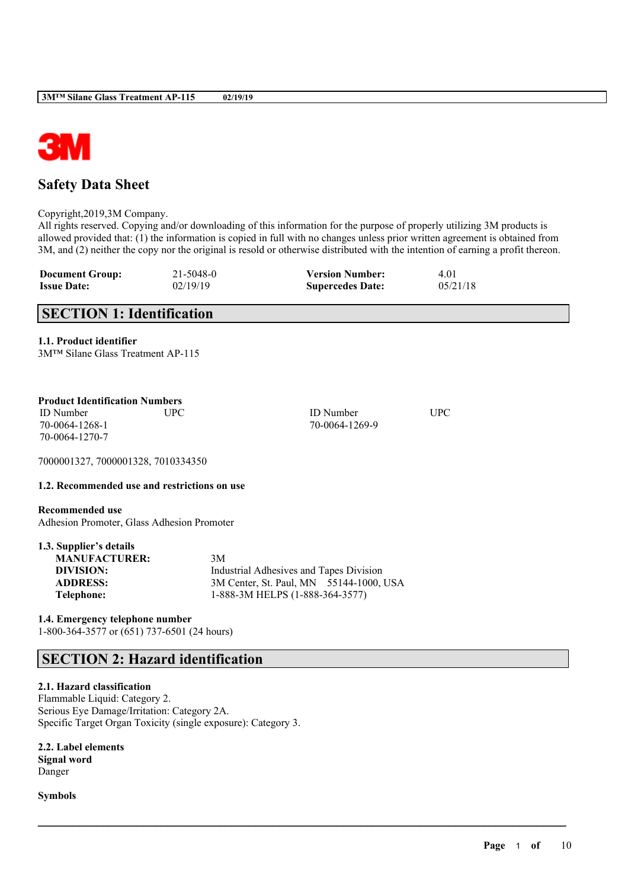# Safety Data Sheet

Copyright,2019,3M Company.
All rights reserved. Copying and/or downloading of this information for the purpose of properly utilizing 3M products is allowed provided that: (1) the information is copied in full with no changes unless prior written agreement is obtained from 3M, and (2) neither the copy nor the original is resold or otherwise distributed with the intention of earning a profit thereon.

| **Document Group:** | 21-5048-0 | **Version Number:** | 4.01 |
|---|---|---|---|
| **Issue Date:** | 02/19/19 | **Supercedes Date:** | 05/21/18 |

## SECTION 1: Identification

### 1.1. Product identifier

3M™ Silane Glass Treatment AP-115

**Product Identification Numbers**

| ID Number | UPC | ID Number | UPC |
|---|---|---|---|
| 70-0064-1268-1 | | 70-0064-1269-9 | |
| 70-0064-1270-7 | | | |

7000001327, 7000001328, 7010334350

### 1.2. Recommended use and restrictions on use

**Recommended use**
Adhesion Promoter, Glass Adhesion Promoter

### 1.3. Supplier's details

| | |
|---|---|
| **MANUFACTURER:** | 3M |
| **DIVISION:** | Industrial Adhesives and Tapes Division |
| **ADDRESS:** | 3M Center, St. Paul, MN 55144-1000, USA |
| **Telephone:** | 1-888-3M HELPS (1-888-364-3577) |

### 1.4. Emergency telephone number

1-800-364-3577 or (651) 737-6501 (24 hours)

## SECTION 2: Hazard identification

### 2.1. Hazard classification

Flammable Liquid: Category 2.
Serious Eye Damage/Irritation: Category 2A.
Specific Target Organ Toxicity (single exposure): Category 3.

### 2.2. Label elements

**Signal word**
Danger

**Symbols**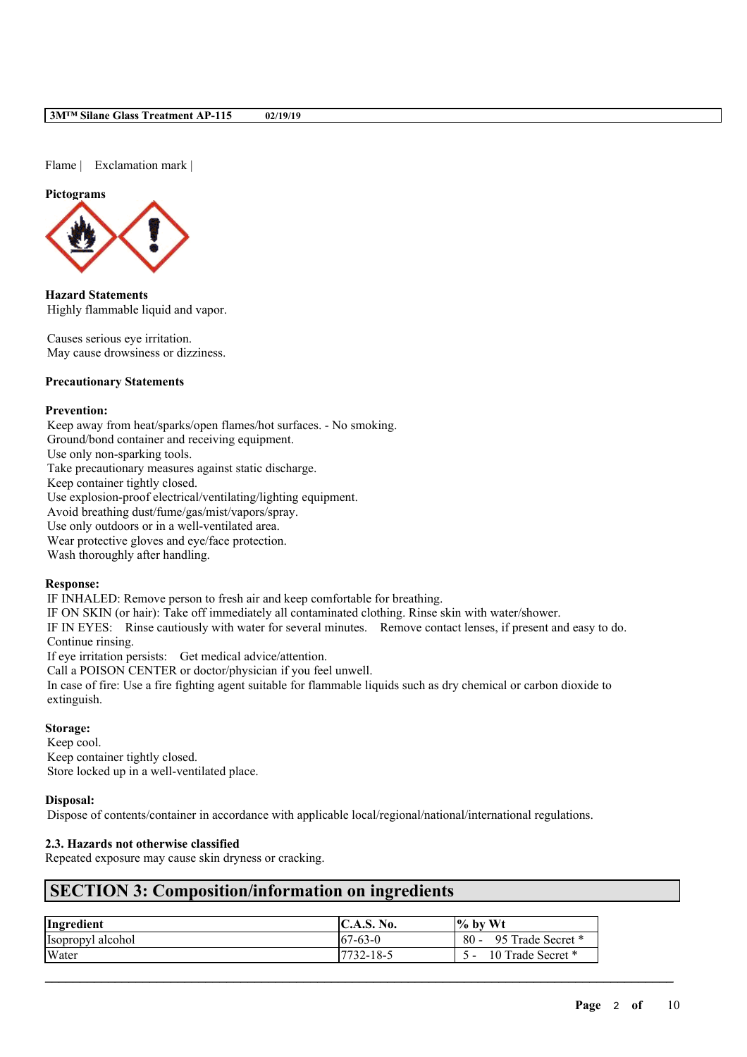Flame | Exclamation mark |

**Pictograms**

**Hazard Statements**
Highly flammable liquid and vapor.

Causes serious eye irritation.
May cause drowsiness or dizziness.

**Precautionary Statements**

**Prevention:**
Keep away from heat/sparks/open flames/hot surfaces. - No smoking.
Ground/bond container and receiving equipment.
Use only non-sparking tools.
Take precautionary measures against static discharge.
Keep container tightly closed.
Use explosion-proof electrical/ventilating/lighting equipment.
Avoid breathing dust/fume/gas/mist/vapors/spray.
Use only outdoors or in a well-ventilated area.
Wear protective gloves and eye/face protection.
Wash thoroughly after handling.

**Response:**
IF INHALED: Remove person to fresh air and keep comfortable for breathing.
IF ON SKIN (or hair): Take off immediately all contaminated clothing. Rinse skin with water/shower.
IF IN EYES: Rinse cautiously with water for several minutes. Remove contact lenses, if present and easy to do. Continue rinsing.
If eye irritation persists: Get medical advice/attention.
Call a POISON CENTER or doctor/physician if you feel unwell.
In case of fire: Use a fire fighting agent suitable for flammable liquids such as dry chemical or carbon dioxide to extinguish.

**Storage:**
Keep cool.
Keep container tightly closed.
Store locked up in a well-ventilated place.

**Disposal:**
Dispose of contents/container in accordance with applicable local/regional/national/international regulations.

### 2.3. Hazards not otherwise classified

Repeated exposure may cause skin dryness or cracking.

## SECTION 3: Composition/information on ingredients

| Ingredient | C.A.S. No. | % by Wt |
|---|---|---|
| Isopropyl alcohol | 67-63-0 | 80 - 95 Trade Secret * |
| Water | 7732-18-5 | 5 - 10 Trade Secret * |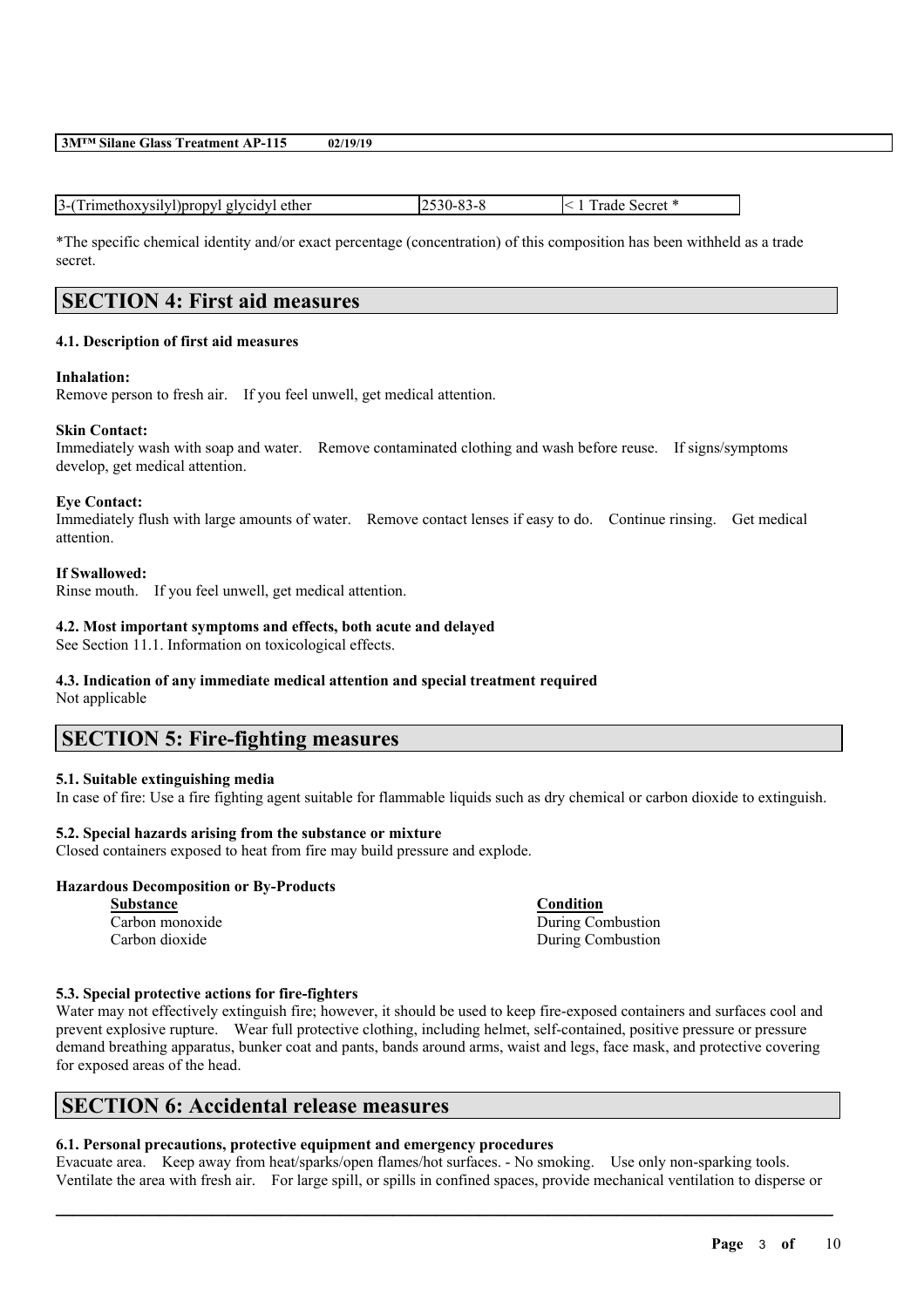| 3-(Trimethoxysilyl)propyl glycidyl ether | 2530-83-8 | < 1 Trade Secret * |
|---|---|---|

*The specific chemical identity and/or exact percentage (concentration) of this composition has been withheld as a trade secret.

## SECTION 4: First aid measures

### 4.1. Description of first aid measures

**Inhalation:**
Remove person to fresh air. If you feel unwell, get medical attention.

**Skin Contact:**
Immediately wash with soap and water. Remove contaminated clothing and wash before reuse. If signs/symptoms develop, get medical attention.

**Eye Contact:**
Immediately flush with large amounts of water. Remove contact lenses if easy to do. Continue rinsing. Get medical attention.

**If Swallowed:**
Rinse mouth. If you feel unwell, get medical attention.

### 4.2. Most important symptoms and effects, both acute and delayed

See Section 11.1. Information on toxicological effects.

### 4.3. Indication of any immediate medical attention and special treatment required

Not applicable

## SECTION 5: Fire-fighting measures

### 5.1. Suitable extinguishing media

In case of fire: Use a fire fighting agent suitable for flammable liquids such as dry chemical or carbon dioxide to extinguish.

### 5.2. Special hazards arising from the substance or mixture

Closed containers exposed to heat from fire may build pressure and explode.

**Hazardous Decomposition or By-Products**

| Substance | Condition |
|---|---|
| Carbon monoxide | During Combustion |
| Carbon dioxide | During Combustion |

### 5.3. Special protective actions for fire-fighters

Water may not effectively extinguish fire; however, it should be used to keep fire-exposed containers and surfaces cool and prevent explosive rupture. Wear full protective clothing, including helmet, self-contained, positive pressure or pressure demand breathing apparatus, bunker coat and pants, bands around arms, waist and legs, face mask, and protective covering for exposed areas of the head.

## SECTION 6: Accidental release measures

### 6.1. Personal precautions, protective equipment and emergency procedures

Evacuate area. Keep away from heat/sparks/open flames/hot surfaces. - No smoking. Use only non-sparking tools. Ventilate the area with fresh air. For large spill, or spills in confined spaces, provide mechanical ventilation to disperse or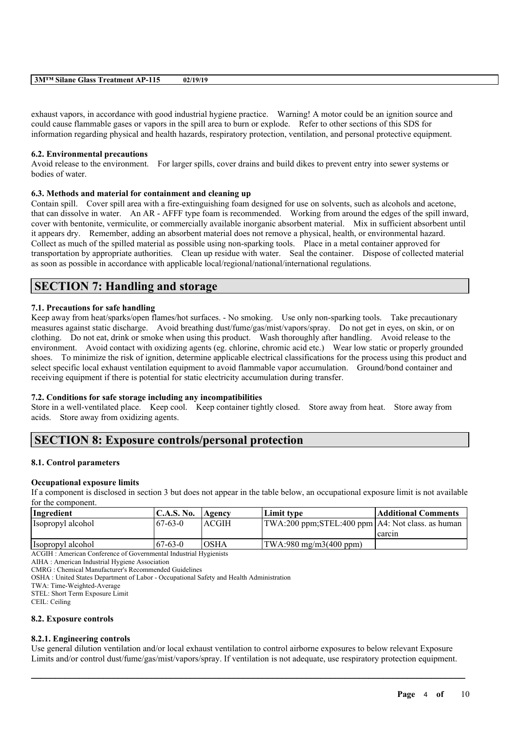exhaust vapors, in accordance with good industrial hygiene practice. Warning! A motor could be an ignition source and could cause flammable gases or vapors in the spill area to burn or explode. Refer to other sections of this SDS for information regarding physical and health hazards, respiratory protection, ventilation, and personal protective equipment.

### 6.2. Environmental precautions

Avoid release to the environment. For larger spills, cover drains and build dikes to prevent entry into sewer systems or bodies of water.

### 6.3. Methods and material for containment and cleaning up

Contain spill. Cover spill area with a fire-extinguishing foam designed for use on solvents, such as alcohols and acetone, that can dissolve in water. An AR - AFFF type foam is recommended. Working from around the edges of the spill inward, cover with bentonite, vermiculite, or commercially available inorganic absorbent material. Mix in sufficient absorbent until it appears dry. Remember, adding an absorbent material does not remove a physical, health, or environmental hazard. Collect as much of the spilled material as possible using non-sparking tools. Place in a metal container approved for transportation by appropriate authorities. Clean up residue with water. Seal the container. Dispose of collected material as soon as possible in accordance with applicable local/regional/national/international regulations.

## SECTION 7: Handling and storage

### 7.1. Precautions for safe handling

Keep away from heat/sparks/open flames/hot surfaces. - No smoking. Use only non-sparking tools. Take precautionary measures against static discharge. Avoid breathing dust/fume/gas/mist/vapors/spray. Do not get in eyes, on skin, or on clothing. Do not eat, drink or smoke when using this product. Wash thoroughly after handling. Avoid release to the environment. Avoid contact with oxidizing agents (eg. chlorine, chromic acid etc.) Wear low static or properly grounded shoes. To minimize the risk of ignition, determine applicable electrical classifications for the process using this product and select specific local exhaust ventilation equipment to avoid flammable vapor accumulation. Ground/bond container and receiving equipment if there is potential for static electricity accumulation during transfer.

### 7.2. Conditions for safe storage including any incompatibilities

Store in a well-ventilated place. Keep cool. Keep container tightly closed. Store away from heat. Store away from acids. Store away from oxidizing agents.

## SECTION 8: Exposure controls/personal protection

### 8.1. Control parameters

**Occupational exposure limits**

If a component is disclosed in section 3 but does not appear in the table below, an occupational exposure limit is not available for the component.

| Ingredient | C.A.S. No. | Agency | Limit type | Additional Comments |
|---|---|---|---|---|
| Isopropyl alcohol | 67-63-0 | ACGIH | TWA:200 ppm;STEL:400 ppm | A4: Not class. as human carcin |
| Isopropyl alcohol | 67-63-0 | OSHA | TWA:980 mg/m3(400 ppm) | |

ACGIH : American Conference of Governmental Industrial Hygienists
AIHA : American Industrial Hygiene Association
CMRG : Chemical Manufacturer's Recommended Guidelines
OSHA : United States Department of Labor - Occupational Safety and Health Administration
TWA: Time-Weighted-Average
STEL: Short Term Exposure Limit
CEIL: Ceiling

### 8.2. Exposure controls

#### 8.2.1. Engineering controls

Use general dilution ventilation and/or local exhaust ventilation to control airborne exposures to below relevant Exposure Limits and/or control dust/fume/gas/mist/vapors/spray. If ventilation is not adequate, use respiratory protection equipment.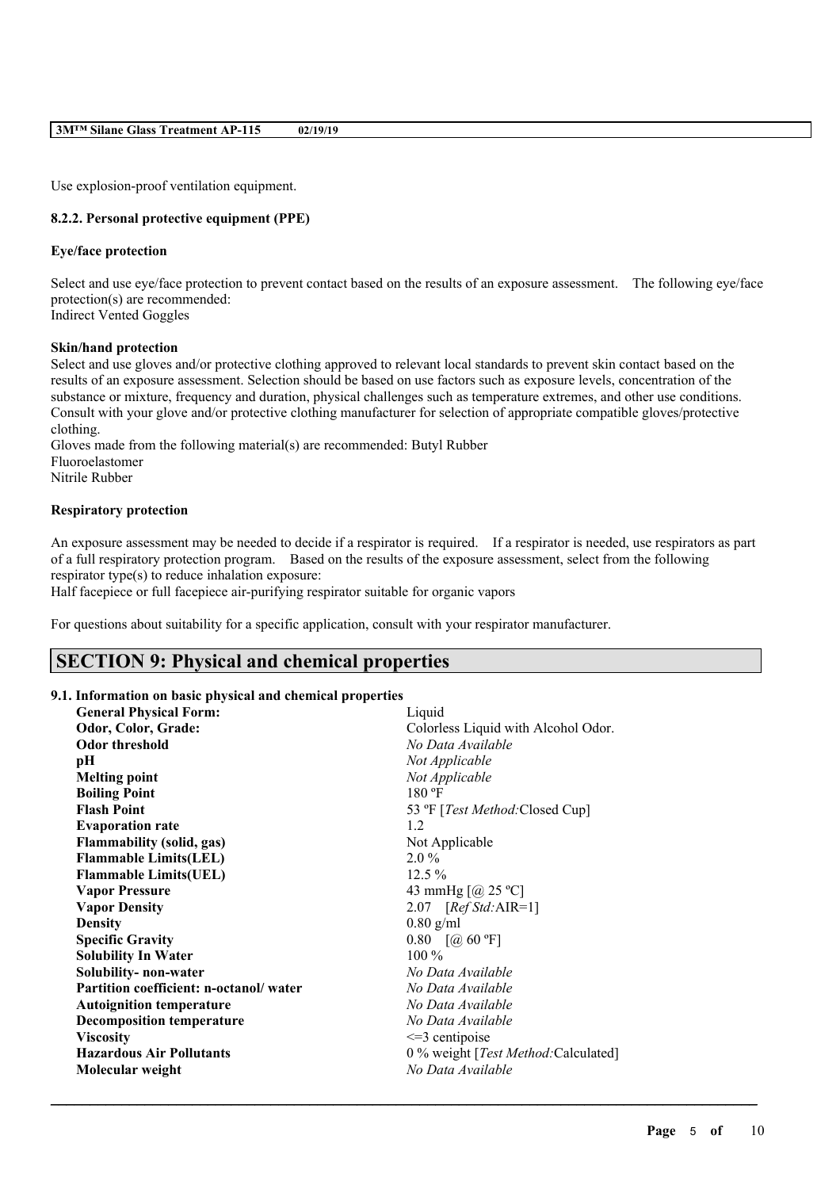Use explosion-proof ventilation equipment.

### 8.2.2. Personal protective equipment (PPE)

**Eye/face protection**

Select and use eye/face protection to prevent contact based on the results of an exposure assessment. The following eye/face protection(s) are recommended:
Indirect Vented Goggles

**Skin/hand protection**

Select and use gloves and/or protective clothing approved to relevant local standards to prevent skin contact based on the results of an exposure assessment. Selection should be based on use factors such as exposure levels, concentration of the substance or mixture, frequency and duration, physical challenges such as temperature extremes, and other use conditions. Consult with your glove and/or protective clothing manufacturer for selection of appropriate compatible gloves/protective clothing.
Gloves made from the following material(s) are recommended: Butyl Rubber
Fluoroelastomer
Nitrile Rubber

**Respiratory protection**

An exposure assessment may be needed to decide if a respirator is required. If a respirator is needed, use respirators as part of a full respiratory protection program. Based on the results of the exposure assessment, select from the following respirator type(s) to reduce inhalation exposure:
Half facepiece or full facepiece air-purifying respirator suitable for organic vapors

For questions about suitability for a specific application, consult with your respirator manufacturer.

## SECTION 9: Physical and chemical properties

### 9.1. Information on basic physical and chemical properties

| | |
|---|---|
| **General Physical Form:** | Liquid |
| **Odor, Color, Grade:** | Colorless Liquid with Alcohol Odor. |
| **Odor threshold** | *No Data Available* |
| **pH** | *Not Applicable* |
| **Melting point** | *Not Applicable* |
| **Boiling Point** | 180 ºF |
| **Flash Point** | 53 ºF [*Test Method:*Closed Cup] |
| **Evaporation rate** | 1.2 |
| **Flammability (solid, gas)** | Not Applicable |
| **Flammable Limits(LEL)** | 2.0 % |
| **Flammable Limits(UEL)** | 12.5 % |
| **Vapor Pressure** | 43 mmHg [@ 25 ºC] |
| **Vapor Density** | 2.07 [*Ref Std:*AIR=1] |
| **Density** | 0.80 g/ml |
| **Specific Gravity** | 0.80 [@ 60 ºF] |
| **Solubility In Water** | 100 % |
| **Solubility- non-water** | *No Data Available* |
| **Partition coefficient: n-octanol/ water** | *No Data Available* |
| **Autoignition temperature** | *No Data Available* |
| **Decomposition temperature** | *No Data Available* |
| **Viscosity** | <=3 centipoise |
| **Hazardous Air Pollutants** | 0 % weight [*Test Method:*Calculated] |
| **Molecular weight** | *No Data Available* |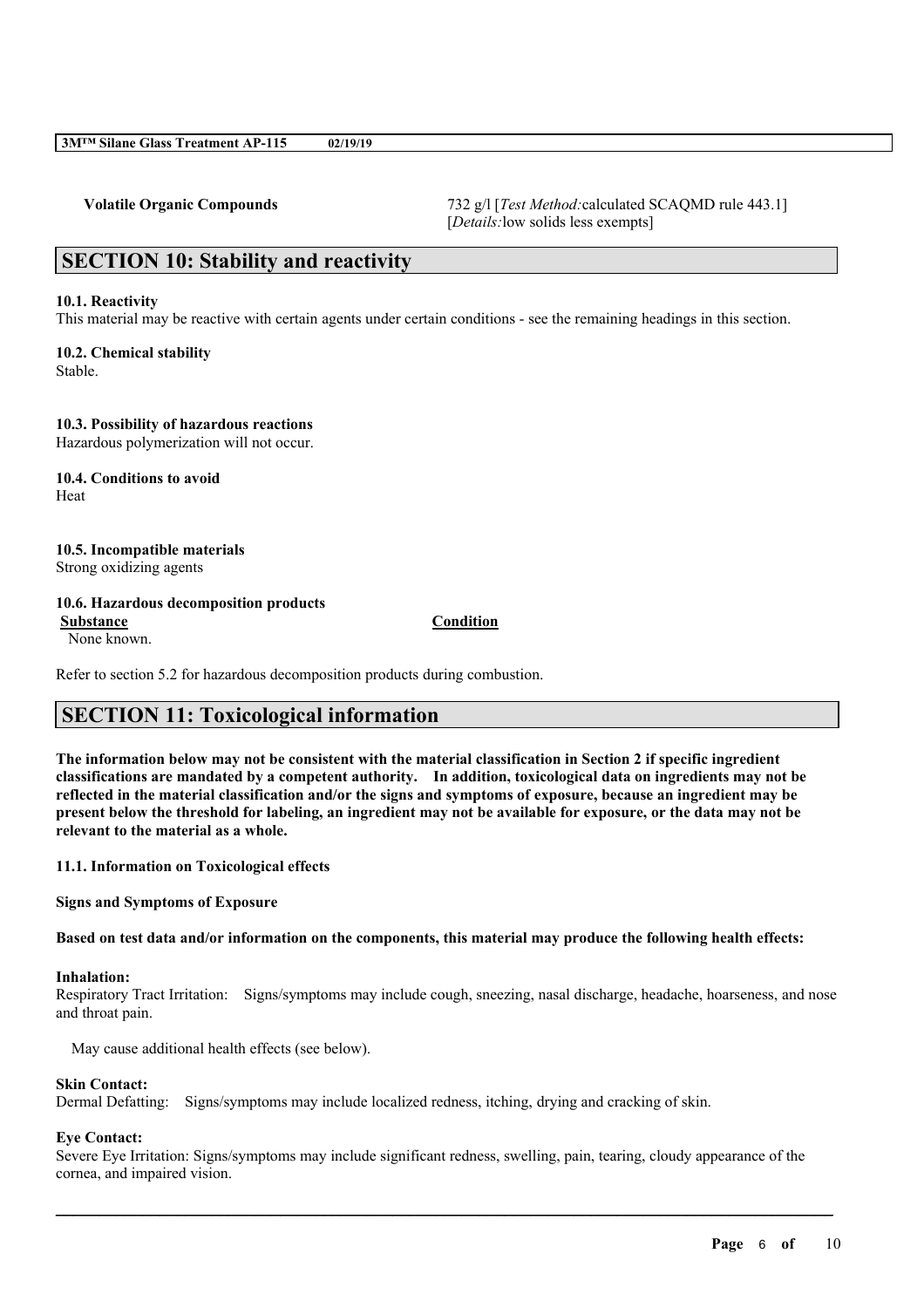**Volatile Organic Compounds** 732 g/l [*Test Method:*calculated SCAQMD rule 443.1] [*Details:*low solids less exempts]

## SECTION 10: Stability and reactivity

**10.1. Reactivity**
This material may be reactive with certain agents under certain conditions - see the remaining headings in this section.

**10.2. Chemical stability**
Stable.

**10.3. Possibility of hazardous reactions**
Hazardous polymerization will not occur.

**10.4. Conditions to avoid**
Heat

**10.5. Incompatible materials**
Strong oxidizing agents

**10.6. Hazardous decomposition products**

| Substance | Condition |
|---|---|
| None known. | |

Refer to section 5.2 for hazardous decomposition products during combustion.

## SECTION 11: Toxicological information

**The information below may not be consistent with the material classification in Section 2 if specific ingredient classifications are mandated by a competent authority. In addition, toxicological data on ingredients may not be reflected in the material classification and/or the signs and symptoms of exposure, because an ingredient may be present below the threshold for labeling, an ingredient may not be available for exposure, or the data may not be relevant to the material as a whole.**

**11.1. Information on Toxicological effects**

**Signs and Symptoms of Exposure**

**Based on test data and/or information on the components, this material may produce the following health effects:**

**Inhalation:**
Respiratory Tract Irritation: Signs/symptoms may include cough, sneezing, nasal discharge, headache, hoarseness, and nose and throat pain.

May cause additional health effects (see below).

**Skin Contact:**
Dermal Defatting: Signs/symptoms may include localized redness, itching, drying and cracking of skin.

**Eye Contact:**
Severe Eye Irritation: Signs/symptoms may include significant redness, swelling, pain, tearing, cloudy appearance of the cornea, and impaired vision.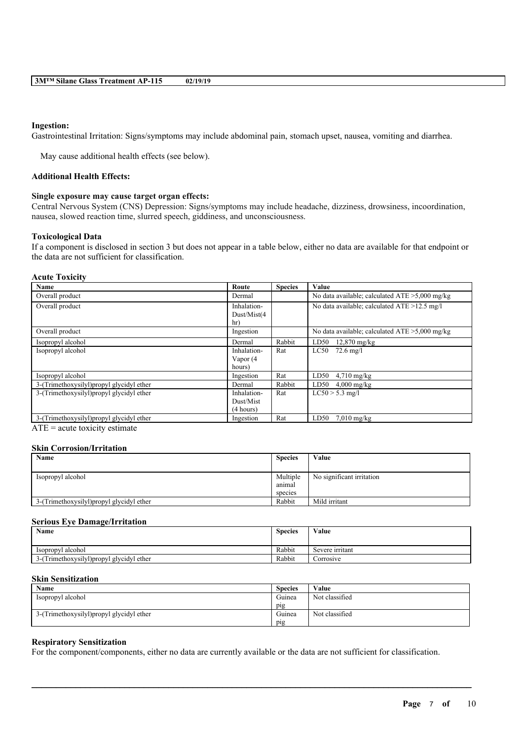**Ingestion:**
Gastrointestinal Irritation: Signs/symptoms may include abdominal pain, stomach upset, nausea, vomiting and diarrhea.

May cause additional health effects (see below).

**Additional Health Effects:**

**Single exposure may cause target organ effects:**
Central Nervous System (CNS) Depression: Signs/symptoms may include headache, dizziness, drowsiness, incoordination, nausea, slowed reaction time, slurred speech, giddiness, and unconsciousness.

**Toxicological Data**
If a component is disclosed in section 3 but does not appear in a table below, either no data are available for that endpoint or the data are not sufficient for classification.

**Acute Toxicity**

| Name | Route | Species | Value |
|---|---|---|---|
| Overall product | Dermal | | No data available; calculated ATE >5,000 mg/kg |
| Overall product | Inhalation-Dust/Mist(4 hr) | | No data available; calculated ATE >12.5 mg/l |
| Overall product | Ingestion | | No data available; calculated ATE >5,000 mg/kg |
| Isopropyl alcohol | Dermal | Rabbit | LD50 12,870 mg/kg |
| Isopropyl alcohol | Inhalation-Vapor (4 hours) | Rat | LC50 72.6 mg/l |
| Isopropyl alcohol | Ingestion | Rat | LD50 4,710 mg/kg |
| 3-(Trimethoxysilyl)propyl glycidyl ether | Dermal | Rabbit | LD50 4,000 mg/kg |
| 3-(Trimethoxysilyl)propyl glycidyl ether | Inhalation-Dust/Mist (4 hours) | Rat | LC50 > 5.3 mg/l |
| 3-(Trimethoxysilyl)propyl glycidyl ether | Ingestion | Rat | LD50 7,010 mg/kg |

ATE = acute toxicity estimate

**Skin Corrosion/Irritation**

| Name | Species | Value |
|---|---|---|
| Isopropyl alcohol | Multiple animal species | No significant irritation |
| 3-(Trimethoxysilyl)propyl glycidyl ether | Rabbit | Mild irritant |

**Serious Eye Damage/Irritation**

| Name | Species | Value |
|---|---|---|
| Isopropyl alcohol | Rabbit | Severe irritant |
| 3-(Trimethoxysilyl)propyl glycidyl ether | Rabbit | Corrosive |

**Skin Sensitization**

| Name | Species | Value |
|---|---|---|
| Isopropyl alcohol | Guinea pig | Not classified |
| 3-(Trimethoxysilyl)propyl glycidyl ether | Guinea pig | Not classified |

**Respiratory Sensitization**
For the component/components, either no data are currently available or the data are not sufficient for classification.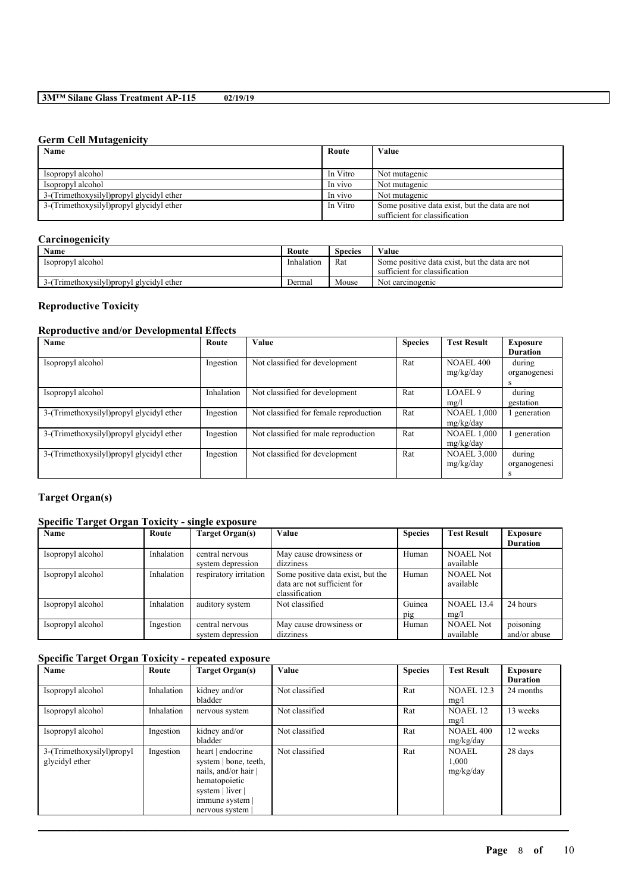## Germ Cell Mutagenicity

| Name | Route | Value |
|---|---|---|
| Isopropyl alcohol | In Vitro | Not mutagenic |
| Isopropyl alcohol | In vivo | Not mutagenic |
| 3-(Trimethoxysilyl)propyl glycidyl ether | In vivo | Not mutagenic |
| 3-(Trimethoxysilyl)propyl glycidyl ether | In Vitro | Some positive data exist, but the data are not sufficient for classification |

## Carcinogenicity

| Name | Route | Species | Value |
|---|---|---|---|
| Isopropyl alcohol | Inhalation | Rat | Some positive data exist, but the data are not sufficient for classification |
| 3-(Trimethoxysilyl)propyl glycidyl ether | Dermal | Mouse | Not carcinogenic |

### Reproductive Toxicity

## Reproductive and/or Developmental Effects

| Name | Route | Value | Species | Test Result | Exposure Duration |
|---|---|---|---|---|---|
| Isopropyl alcohol | Ingestion | Not classified for development | Rat | NOAEL 400 mg/kg/day | during organogenesis |
| Isopropyl alcohol | Inhalation | Not classified for development | Rat | LOAEL 9 mg/l | during gestation |
| 3-(Trimethoxysilyl)propyl glycidyl ether | Ingestion | Not classified for female reproduction | Rat | NOAEL 1,000 mg/kg/day | 1 generation |
| 3-(Trimethoxysilyl)propyl glycidyl ether | Ingestion | Not classified for male reproduction | Rat | NOAEL 1,000 mg/kg/day | 1 generation |
| 3-(Trimethoxysilyl)propyl glycidyl ether | Ingestion | Not classified for development | Rat | NOAEL 3,000 mg/kg/day | during organogenesis |

### Target Organ(s)

## Specific Target Organ Toxicity - single exposure

| Name | Route | Target Organ(s) | Value | Species | Test Result | Exposure Duration |
|---|---|---|---|---|---|---|
| Isopropyl alcohol | Inhalation | central nervous system depression | May cause drowsiness or dizziness | Human | NOAEL Not available | |
| Isopropyl alcohol | Inhalation | respiratory irritation | Some positive data exist, but the data are not sufficient for classification | Human | NOAEL Not available | |
| Isopropyl alcohol | Inhalation | auditory system | Not classified | Guinea pig | NOAEL 13.4 mg/l | 24 hours |
| Isopropyl alcohol | Ingestion | central nervous system depression | May cause drowsiness or dizziness | Human | NOAEL Not available | poisoning and/or abuse |

## Specific Target Organ Toxicity - repeated exposure

| Name | Route | Target Organ(s) | Value | Species | Test Result | Exposure Duration |
|---|---|---|---|---|---|---|
| Isopropyl alcohol | Inhalation | kidney and/or bladder | Not classified | Rat | NOAEL 12.3 mg/l | 24 months |
| Isopropyl alcohol | Inhalation | nervous system | Not classified | Rat | NOAEL 12 mg/l | 13 weeks |
| Isopropyl alcohol | Ingestion | kidney and/or bladder | Not classified | Rat | NOAEL 400 mg/kg/day | 12 weeks |
| 3-(Trimethoxysilyl)propyl glycidyl ether | Ingestion | heart \| endocrine system \| bone, teeth, nails, and/or hair \| hematopoietic system \| liver \| immune system \| nervous system \| | Not classified | Rat | NOAEL 1,000 mg/kg/day | 28 days |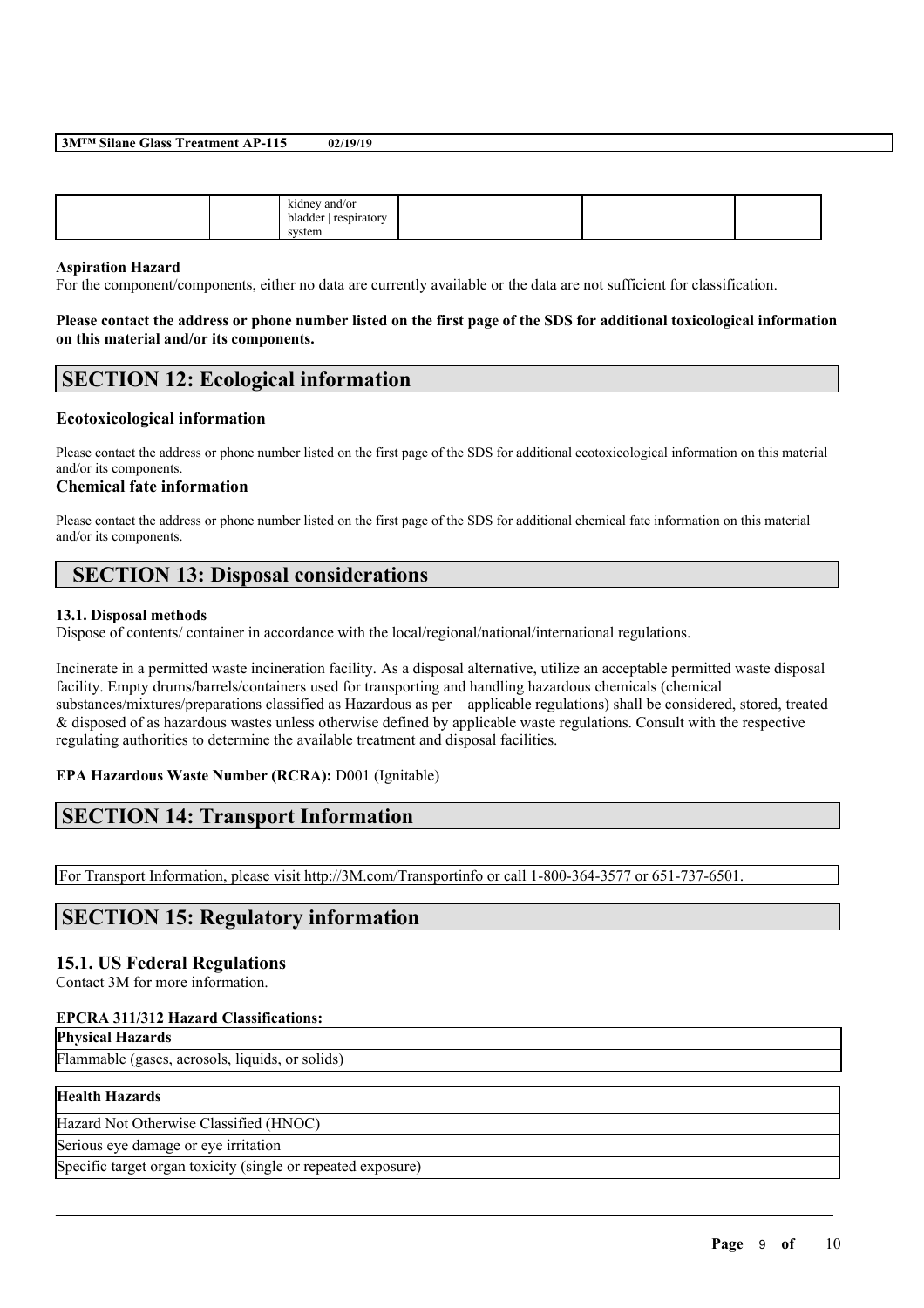| | | kidney and/or bladder \| respiratory system | | | | |
|---|---|---|---|---|---|---|

**Aspiration Hazard**
For the component/components, either no data are currently available or the data are not sufficient for classification.

**Please contact the address or phone number listed on the first page of the SDS for additional toxicological information on this material and/or its components.**

## SECTION 12: Ecological information

### Ecotoxicological information

Please contact the address or phone number listed on the first page of the SDS for additional ecotoxicological information on this material and/or its components.

### Chemical fate information

Please contact the address or phone number listed on the first page of the SDS for additional chemical fate information on this material and/or its components.

## SECTION 13: Disposal considerations

**13.1. Disposal methods**
Dispose of contents/ container in accordance with the local/regional/national/international regulations.

Incinerate in a permitted waste incineration facility. As a disposal alternative, utilize an acceptable permitted waste disposal facility. Empty drums/barrels/containers used for transporting and handling hazardous chemicals (chemical substances/mixtures/preparations classified as Hazardous as per applicable regulations) shall be considered, stored, treated & disposed of as hazardous wastes unless otherwise defined by applicable waste regulations. Consult with the respective regulating authorities to determine the available treatment and disposal facilities.

**EPA Hazardous Waste Number (RCRA):** D001 (Ignitable)

## SECTION 14: Transport Information

For Transport Information, please visit http://3M.com/Transportinfo or call 1-800-364-3577 or 651-737-6501.

## SECTION 15: Regulatory information

### 15.1. US Federal Regulations

Contact 3M for more information.

**EPCRA 311/312 Hazard Classifications:**

| **Physical Hazards** |
|---|
| Flammable (gases, aerosols, liquids, or solids) |

| **Health Hazards** |
|---|
| Hazard Not Otherwise Classified (HNOC) |
| Serious eye damage or eye irritation |
| Specific target organ toxicity (single or repeated exposure) |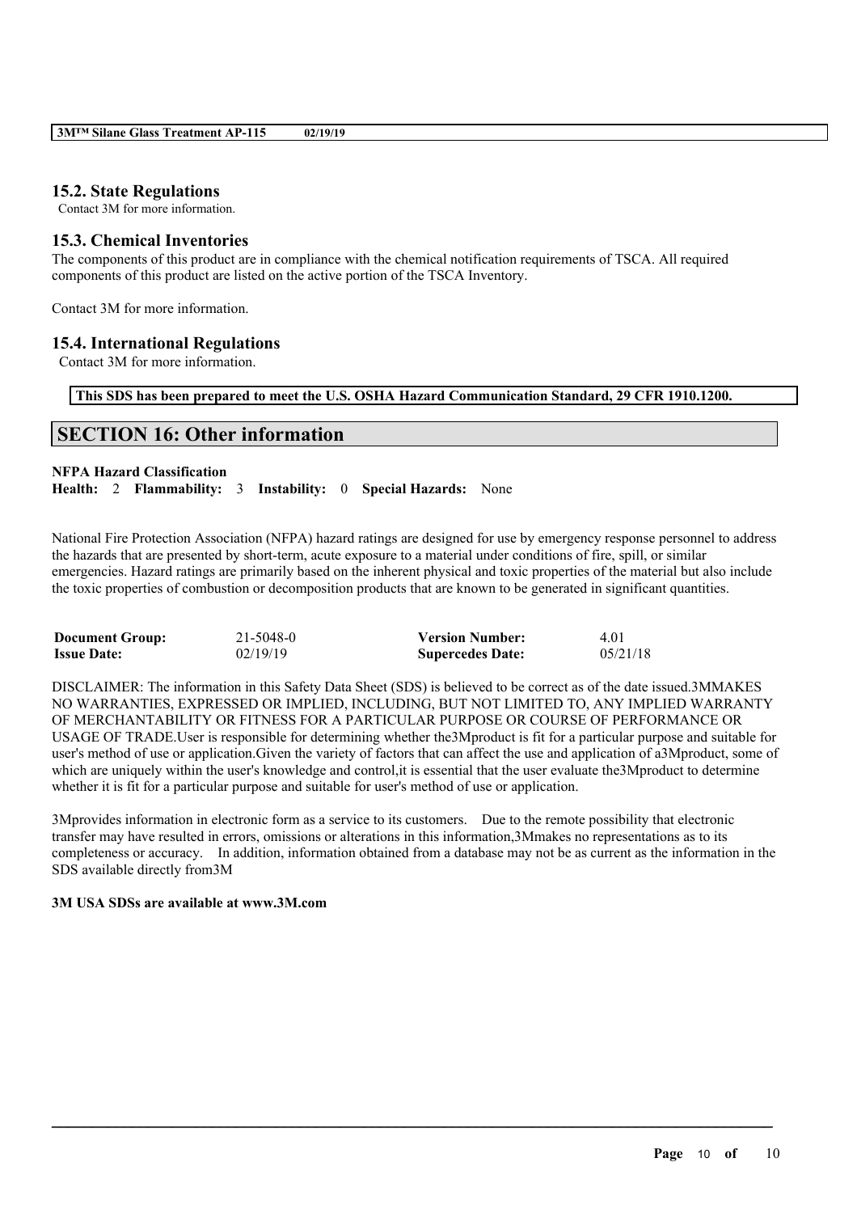## 15.2. State Regulations

Contact 3M for more information.

## 15.3. Chemical Inventories

The components of this product are in compliance with the chemical notification requirements of TSCA. All required components of this product are listed on the active portion of the TSCA Inventory.

Contact 3M for more information.

## 15.4. International Regulations

Contact 3M for more information.

**This SDS has been prepared to meet the U.S. OSHA Hazard Communication Standard, 29 CFR 1910.1200.**

# SECTION 16: Other information

**NFPA Hazard Classification**

**Health:** 2 **Flammability:** 3 **Instability:** 0 **Special Hazards:** None

National Fire Protection Association (NFPA) hazard ratings are designed for use by emergency response personnel to address the hazards that are presented by short-term, acute exposure to a material under conditions of fire, spill, or similar emergencies. Hazard ratings are primarily based on the inherent physical and toxic properties of the material but also include the toxic properties of combustion or decomposition products that are known to be generated in significant quantities.

| | | | |
|---|---|---|---|
| **Document Group:** | 21-5048-0 | **Version Number:** | 4.01 |
| **Issue Date:** | 02/19/19 | **Supercedes Date:** | 05/21/18 |

DISCLAIMER: The information in this Safety Data Sheet (SDS) is believed to be correct as of the date issued.3MMAKES NO WARRANTIES, EXPRESSED OR IMPLIED, INCLUDING, BUT NOT LIMITED TO, ANY IMPLIED WARRANTY OF MERCHANTABILITY OR FITNESS FOR A PARTICULAR PURPOSE OR COURSE OF PERFORMANCE OR USAGE OF TRADE.User is responsible for determining whether the3Mproduct is fit for a particular purpose and suitable for user's method of use or application.Given the variety of factors that can affect the use and application of a3Mproduct, some of which are uniquely within the user's knowledge and control,it is essential that the user evaluate the3Mproduct to determine whether it is fit for a particular purpose and suitable for user's method of use or application.

3Mprovides information in electronic form as a service to its customers. Due to the remote possibility that electronic transfer may have resulted in errors, omissions or alterations in this information,3Mmakes no representations as to its completeness or accuracy. In addition, information obtained from a database may not be as current as the information in the SDS available directly from3M

**3M USA SDSs are available at www.3M.com**